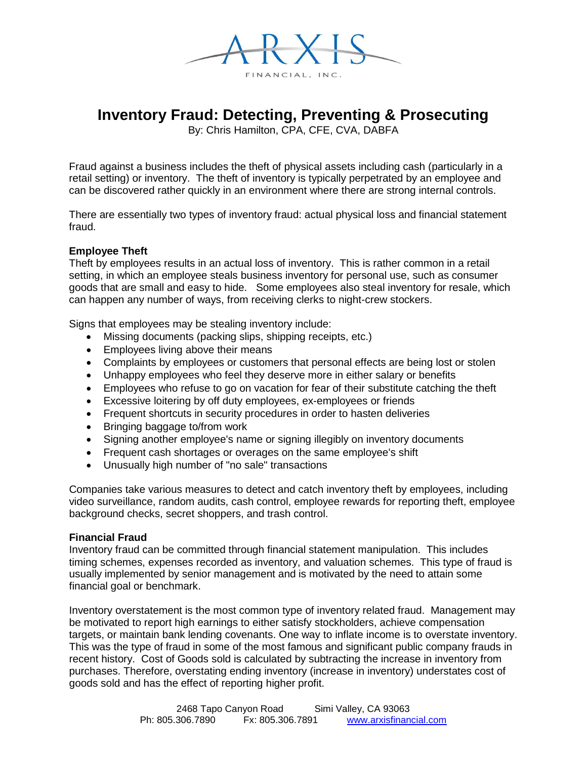# Inventory Fraud: Detecting, Preventing & Prosecuting

By: Chris Hamilton, CPA, CFE, CVA, DABFA

Fraud against a business includes the theft of physical assets including cash (particularly in a retail setting) or inventory. The theft of inventory is typically perpetrated by an employee and can be discovered rather quickly in an environment where there are strong internal controls.

There are essentially two types of inventory fraud: actual physical loss and financial statement fraud.

**Employee Theft**

Theft by employees results in an actual loss of inventory. This is rather common in a retail setting, in which an employee steals business inventory for personal use, such as consumer goods that are small and easy to hide. Some employees also steal inventory for resale, which can happen any number of ways, from receiving clerks to night-crew stockers.

Signs that employees may be stealing inventory include:

- Missing documents (packing slips, shipping receipts, etc.)
- Employees living above their means
- Complaints by employees or customers that personal effects are being lost or stolen
- Unhappy employees who feel they deserve more in either salary or benefits
- Employees who refuse to go on vacation for fear of their substitute catching the theft
- Excessive loitering by off duty employees, ex-employees or friends
- Frequent shortcuts in security procedures in order to hasten deliveries
- Bringing baggage to/from work
- Signing another employee's name or signing illegibly on inventory documents
- Frequent cash shortages or overages on the same employee's shift
- Unusually high number of "no sale" transactions

Companies take various measures to detect and catch inventory theft by employees, including video surveillance, random audits, cash control, employee rewards for reporting theft, employee background checks, secret shoppers, and trash control.

**Financial Fraud**

Inventory fraud can be committed through financial statement manipulation. This includes timing schemes, expenses recorded as inventory, and valuation schemes. This type of fraud is usually implemented by senior management and is motivated by the need to attain some financial goal or benchmark.

Inventory overstatement is the most common type of inventory related fraud. Management may be motivated to report high earnings to either satisfy stockholders, achieve compensation targets, or maintain bank lending covenants. One way to inflate income is to overstate inventory. This was the type of fraud in some of the most famous and significant public company frauds in recent history. Cost of Goods sold is calculated by subtracting the increase in inventory from purchases. Therefore, overstating ending inventory (increase in inventory) understates cost of goods sold and has the effect of reporting higher profit.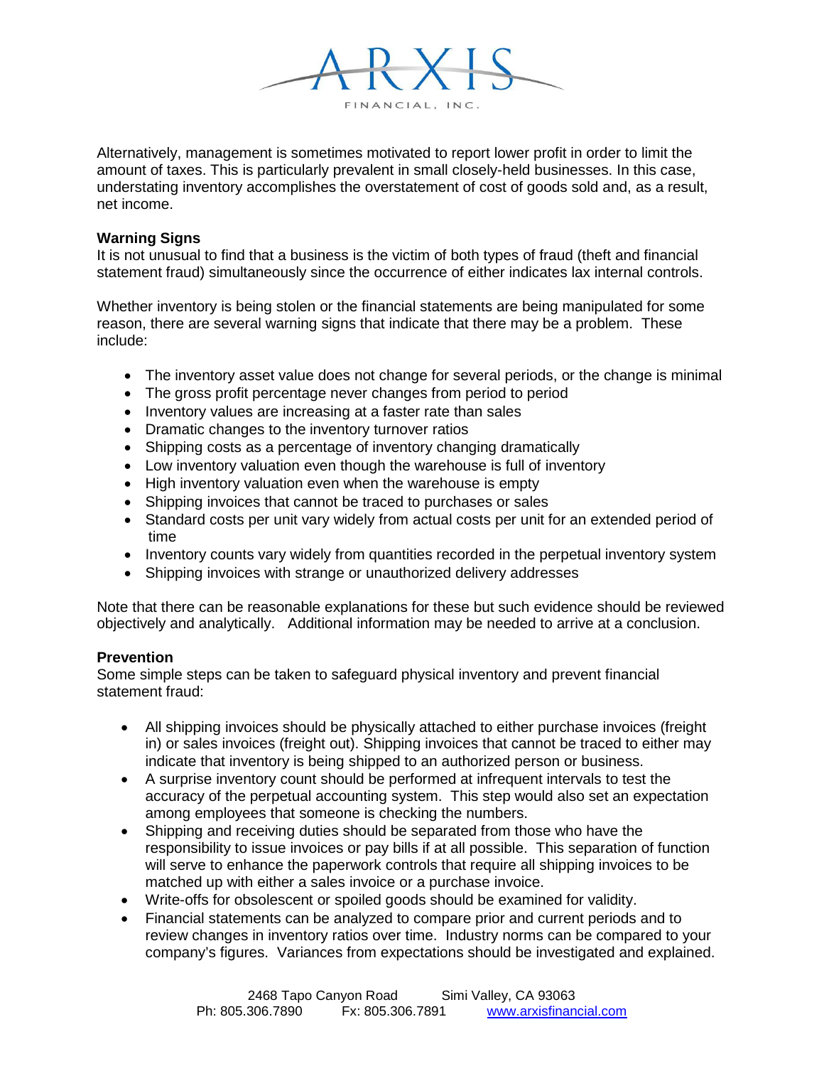Alternatively, management is sometimes motivated to report lower profit in order to limit the amount of taxes. This is particularly prevalent in small closely-held businesses. In this case, understating inventory accomplishes the overstatement of cost of goods sold and, as a result, net income.

**Warning Signs**

It is not unusual to find that a business is the victim of both types of fraud (theft and financial statement fraud) simultaneously since the occurrence of either indicates lax internal controls.

Whether inventory is being stolen or the financial statements are being manipulated for some reason, there are several warning signs that indicate that there may be a problem. These include:

- The inventory asset value does not change for several periods, or the change is minimal
- The gross profit percentage never changes from period to period
- Inventory values are increasing at a faster rate than sales
- Dramatic changes to the inventory turnover ratios
- Shipping costs as a percentage of inventory changing dramatically
- Low inventory valuation even though the warehouse is full of inventory
- High inventory valuation even when the warehouse is empty
- Shipping invoices that cannot be traced to purchases or sales
- Standard costs per unit vary widely from actual costs per unit for an extended period of time
- Inventory counts vary widely from quantities recorded in the perpetual inventory system
- Shipping invoices with strange or unauthorized delivery addresses

Note that there can be reasonable explanations for these but such evidence should be reviewed objectively and analytically. Additional information may be needed to arrive at a conclusion.

**Prevention**

Some simple steps can be taken to safeguard physical inventory and prevent financial statement fraud:

- All shipping invoices should be physically attached to either purchase invoices (freight in) or sales invoices (freight out). Shipping invoices that cannot be traced to either may indicate that inventory is being shipped to an authorized person or business.
- A surprise inventory count should be performed at infrequent intervals to test the accuracy of the perpetual accounting system. This step would also set an expectation among employees that someone is checking the numbers.
- Shipping and receiving duties should be separated from those who have the responsibility to issue invoices or pay bills if at all possible. This separation of function will serve to enhance the paperwork controls that require all shipping invoices to be matched up with either a sales invoice or a purchase invoice.
- Write-offs for obsolescent or spoiled goods should be examined for validity.
- Financial statements can be analyzed to compare prior and current periods and to review changes in inventory ratios over time. Industry norms can be compared to your company's figures. Variances from expectations should be investigated and explained.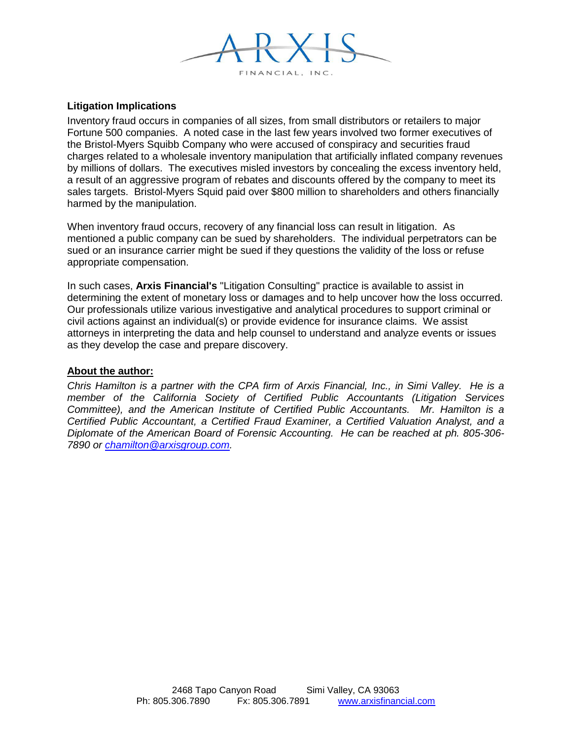**Litigation Implications**

Inventory fraud occurs in companies of all sizes, from small distributors or retailers to major Fortune 500 companies. A noted case in the last few years involved two former executives of the Bristol-Myers Squibb Company who were accused of conspiracy and securities fraud charges related to a wholesale inventory manipulation that artificially inflated company revenues by millions of dollars. The executives misled investors by concealing the excess inventory held, a result of an aggressive program of rebates and discounts offered by the company to meet its sales targets. Bristol-Myers Squid paid over $800 million to shareholders and others financially harmed by the manipulation.

When inventory fraud occurs, recovery of any financial loss can result in litigation. As mentioned a public company can be sued by shareholders. The individual perpetrators can be sued or an insurance carrier might be sued if they questions the validity of the loss or refuse appropriate compensation.

In such cases, **Arxis Financial's** "Litigation Consulting" practice is available to assist in determining the extent of monetary loss or damages and to help uncover how the loss occurred. Our professionals utilize various investigative and analytical procedures to support criminal or civil actions against an individual(s) or provide evidence for insurance claims. We assist attorneys in interpreting the data and help counsel to understand and analyze events or issues as they develop the case and prepare discovery.

**About the author:**

*Chris Hamilton is a partner with the CPA firm of Arxis Financial, Inc., in Simi Valley. He is a member of the California Society of Certified Public Accountants (Litigation Services Committee), and the American Institute of Certified Public Accountants. Mr. Hamilton is a Certified Public Accountant, a Certified Fraud Examiner, a Certified Valuation Analyst, and a Diplomate of the American Board of Forensic Accounting. He can be reached at ph. 805-306-7890 or chamilton@arxisgroup.com.*